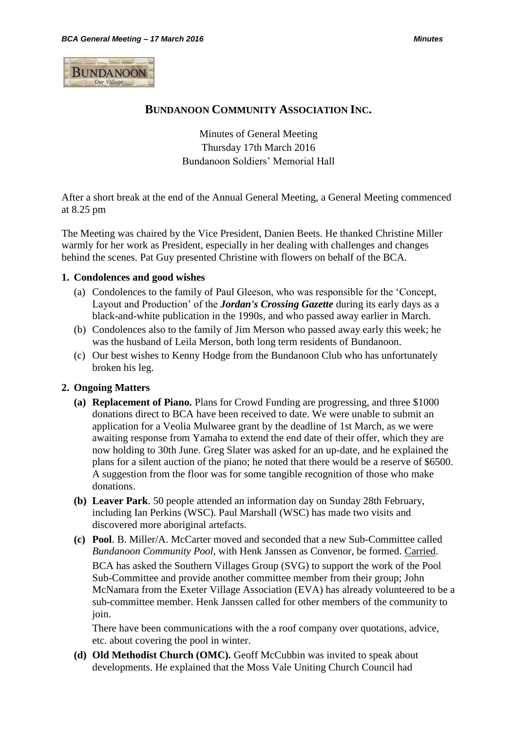# BUNDANOON COMMUNITY ASSOCIATION INC.

Minutes of General Meeting
Thursday 17th March 2016
Bundanoon Soldiers' Memorial Hall

After a short break at the end of the Annual General Meeting, a General Meeting commenced at 8.25 pm

The Meeting was chaired by the Vice President, Danien Beets. He thanked Christine Miller warmly for her work as President, especially in her dealing with challenges and changes behind the scenes. Pat Guy presented Christine with flowers on behalf of the BCA.

## 1. Condolences and good wishes

(a) Condolences to the family of Paul Gleeson, who was responsible for the 'Concept, Layout and Production' of the ***Jordan's Crossing Gazette*** during its early days as a black-and-white publication in the 1990s, and who passed away earlier in March.

(b) Condolences also to the family of Jim Merson who passed away early this week; he was the husband of Leila Merson, both long term residents of Bundanoon.

(c) Our best wishes to Kenny Hodge from the Bundanoon Club who has unfortunately broken his leg.

## 2. Ongoing Matters

**(a) Replacement of Piano.** Plans for Crowd Funding are progressing, and three $1000 donations direct to BCA have been received to date. We were unable to submit an application for a Veolia Mulwaree grant by the deadline of 1st March, as we were awaiting response from Yamaha to extend the end date of their offer, which they are now holding to 30th June. Greg Slater was asked for an up-date, and he explained the plans for a silent auction of the piano; he noted that there would be a reserve of $6500. A suggestion from the floor was for some tangible recognition of those who make donations.

**(b) Leaver Park**. 50 people attended an information day on Sunday 28th February, including Ian Perkins (WSC). Paul Marshall (WSC) has made two visits and discovered more aboriginal artefacts.

**(c) Pool**. B. Miller/A. McCarter moved and seconded that a new Sub-Committee called *Bundanoon Community Pool*, with Henk Janssen as Convenor, be formed. Carried.

BCA has asked the Southern Villages Group (SVG) to support the work of the Pool Sub-Committee and provide another committee member from their group; John McNamara from the Exeter Village Association (EVA) has already volunteered to be a sub-committee member. Henk Janssen called for other members of the community to join.

There have been communications with the a roof company over quotations, advice, etc. about covering the pool in winter.

**(d) Old Methodist Church (OMC).** Geoff McCubbin was invited to speak about developments. He explained that the Moss Vale Uniting Church Council had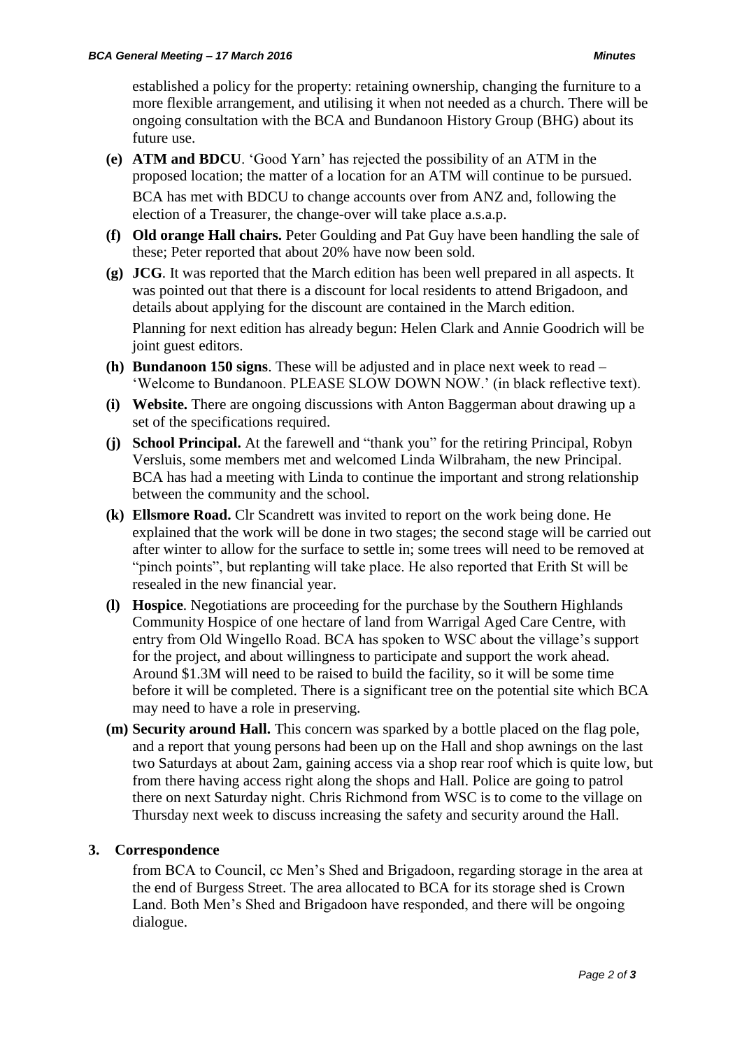established a policy for the property: retaining ownership, changing the furniture to a more flexible arrangement, and utilising it when not needed as a church. There will be ongoing consultation with the BCA and Bundanoon History Group (BHG) about its future use.

**(e) ATM and BDCU**. 'Good Yarn' has rejected the possibility of an ATM in the proposed location; the matter of a location for an ATM will continue to be pursued.

BCA has met with BDCU to change accounts over from ANZ and, following the election of a Treasurer, the change-over will take place a.s.a.p.

**(f) Old orange Hall chairs.** Peter Goulding and Pat Guy have been handling the sale of these; Peter reported that about 20% have now been sold.

**(g) JCG**. It was reported that the March edition has been well prepared in all aspects. It was pointed out that there is a discount for local residents to attend Brigadoon, and details about applying for the discount are contained in the March edition.

Planning for next edition has already begun: Helen Clark and Annie Goodrich will be joint guest editors.

**(h) Bundanoon 150 signs**. These will be adjusted and in place next week to read – 'Welcome to Bundanoon. PLEASE SLOW DOWN NOW.' (in black reflective text).

**(i) Website.** There are ongoing discussions with Anton Baggerman about drawing up a set of the specifications required.

**(j) School Principal.** At the farewell and "thank you" for the retiring Principal, Robyn Versluis, some members met and welcomed Linda Wilbraham, the new Principal. BCA has had a meeting with Linda to continue the important and strong relationship between the community and the school.

**(k) Ellsmore Road.** Clr Scandrett was invited to report on the work being done. He explained that the work will be done in two stages; the second stage will be carried out after winter to allow for the surface to settle in; some trees will need to be removed at "pinch points", but replanting will take place. He also reported that Erith St will be resealed in the new financial year.

**(l) Hospice**. Negotiations are proceeding for the purchase by the Southern Highlands Community Hospice of one hectare of land from Warrigal Aged Care Centre, with entry from Old Wingello Road. BCA has spoken to WSC about the village's support for the project, and about willingness to participate and support the work ahead. Around $1.3M will need to be raised to build the facility, so it will be some time before it will be completed. There is a significant tree on the potential site which BCA may need to have a role in preserving.

**(m) Security around Hall.** This concern was sparked by a bottle placed on the flag pole, and a report that young persons had been up on the Hall and shop awnings on the last two Saturdays at about 2am, gaining access via a shop rear roof which is quite low, but from there having access right along the shops and Hall. Police are going to patrol there on next Saturday night. Chris Richmond from WSC is to come to the village on Thursday next week to discuss increasing the safety and security around the Hall.

## 3. Correspondence

from BCA to Council, cc Men's Shed and Brigadoon, regarding storage in the area at the end of Burgess Street. The area allocated to BCA for its storage shed is Crown Land. Both Men's Shed and Brigadoon have responded, and there will be ongoing dialogue.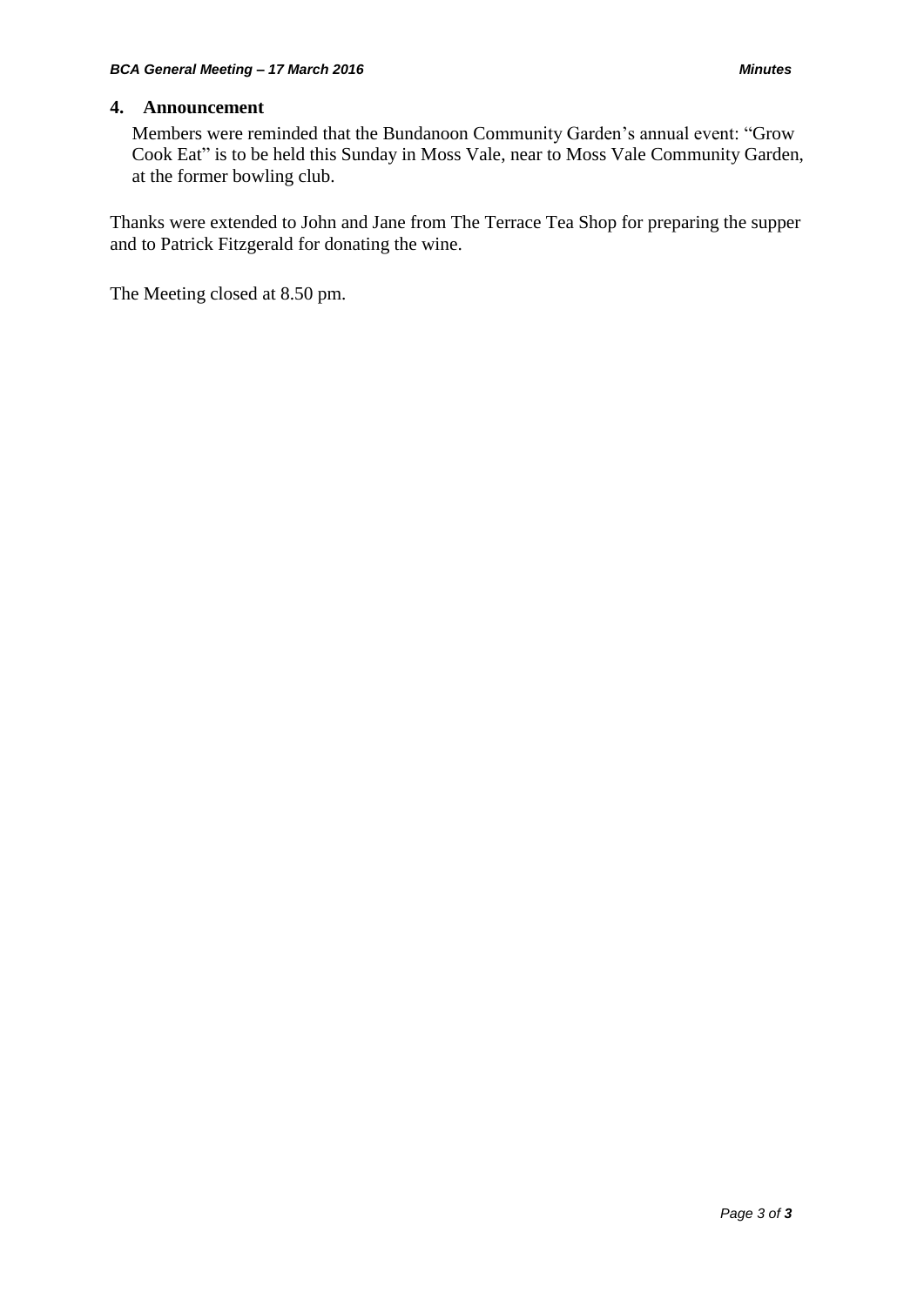## 4. Announcement

Members were reminded that the Bundanoon Community Garden's annual event: "Grow Cook Eat" is to be held this Sunday in Moss Vale, near to Moss Vale Community Garden, at the former bowling club.

Thanks were extended to John and Jane from The Terrace Tea Shop for preparing the supper and to Patrick Fitzgerald for donating the wine.

The Meeting closed at 8.50 pm.